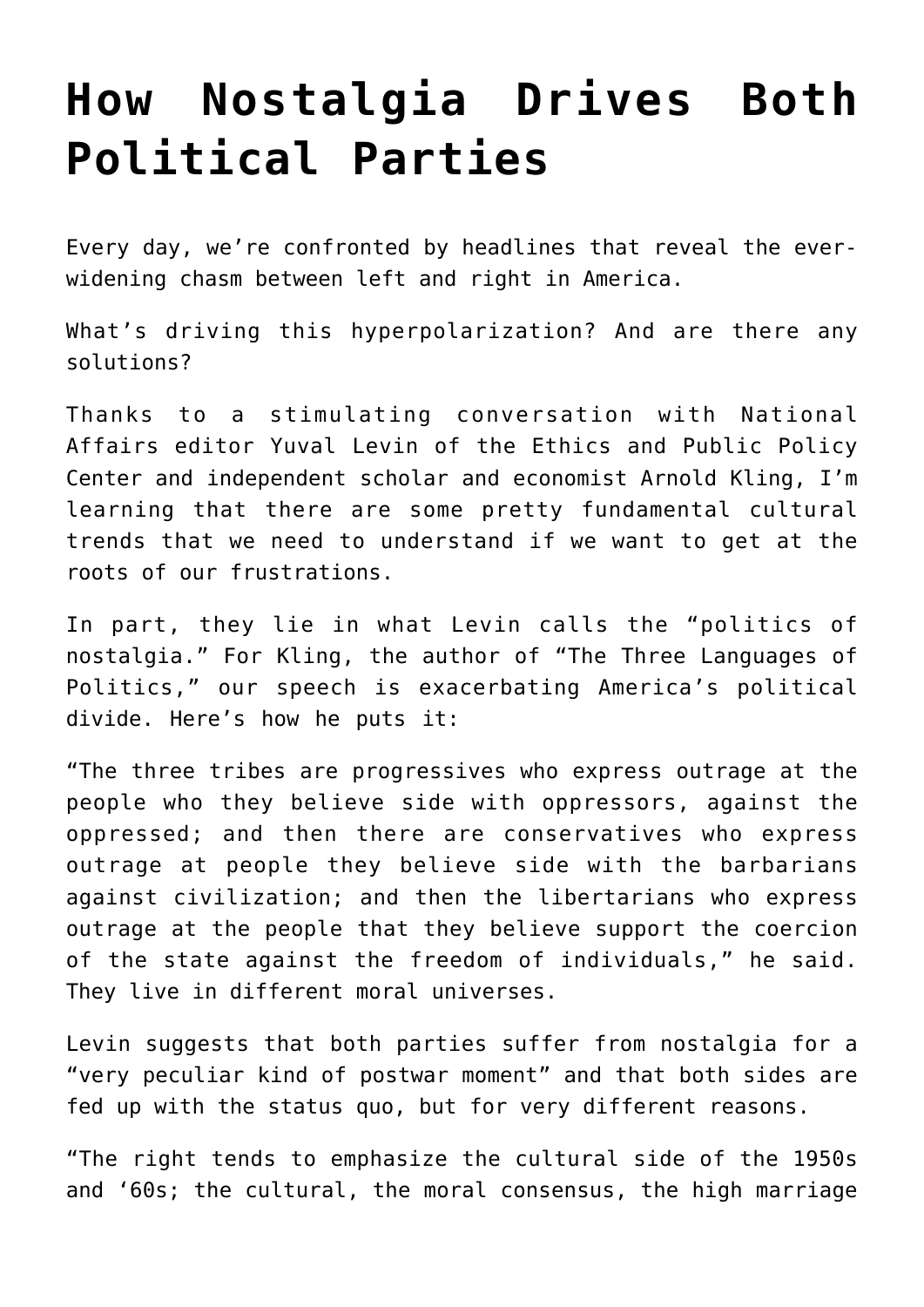# How Nostalgia Drives Both Political Parties

Every day, we're confronted by headlines that reveal the ever-widening chasm between left and right in America.

What's driving this hyperpolarization? And are there any solutions?

Thanks to a stimulating conversation with National Affairs editor Yuval Levin of the Ethics and Public Policy Center and independent scholar and economist Arnold Kling, I'm learning that there are some pretty fundamental cultural trends that we need to understand if we want to get at the roots of our frustrations.

In part, they lie in what Levin calls the "politics of nostalgia." For Kling, the author of "The Three Languages of Politics," our speech is exacerbating America's political divide. Here's how he puts it:

"The three tribes are progressives who express outrage at the people who they believe side with oppressors, against the oppressed; and then there are conservatives who express outrage at people they believe side with the barbarians against civilization; and then the libertarians who express outrage at the people that they believe support the coercion of the state against the freedom of individuals," he said. They live in different moral universes.

Levin suggests that both parties suffer from nostalgia for a "very peculiar kind of postwar moment" and that both sides are fed up with the status quo, but for very different reasons.

"The right tends to emphasize the cultural side of the 1950s and '60s; the cultural, the moral consensus, the high marriage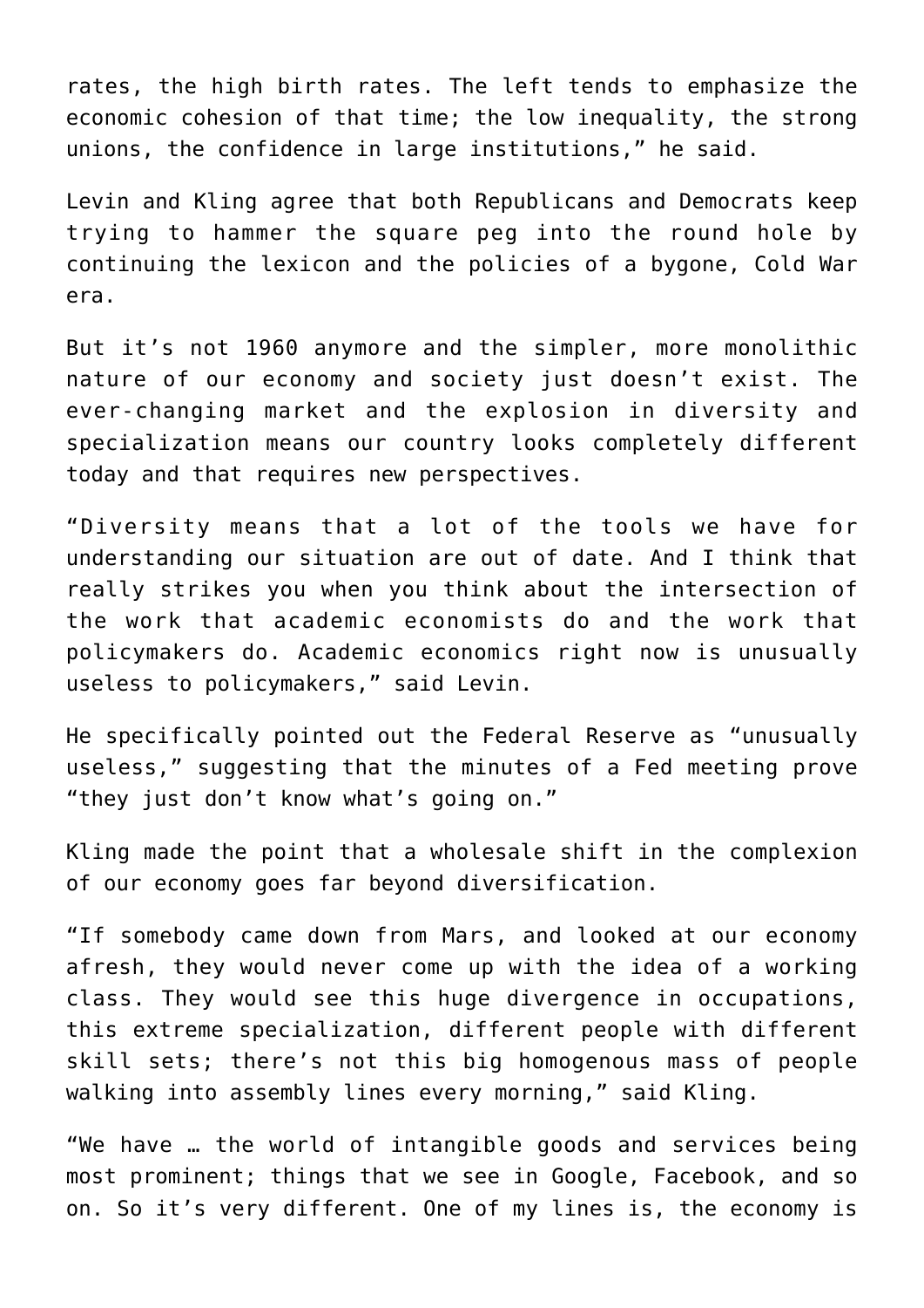rates, the high birth rates. The left tends to emphasize the economic cohesion of that time; the low inequality, the strong unions, the confidence in large institutions," he said.

Levin and Kling agree that both Republicans and Democrats keep trying to hammer the square peg into the round hole by continuing the lexicon and the policies of a bygone, Cold War era.

But it's not 1960 anymore and the simpler, more monolithic nature of our economy and society just doesn't exist. The ever-changing market and the explosion in diversity and specialization means our country looks completely different today and that requires new perspectives.

"Diversity means that a lot of the tools we have for understanding our situation are out of date. And I think that really strikes you when you think about the intersection of the work that academic economists do and the work that policymakers do. Academic economics right now is unusually useless to policymakers," said Levin.

He specifically pointed out the Federal Reserve as "unusually useless," suggesting that the minutes of a Fed meeting prove "they just don't know what's going on."

Kling made the point that a wholesale shift in the complexion of our economy goes far beyond diversification.

"If somebody came down from Mars, and looked at our economy afresh, they would never come up with the idea of a working class. They would see this huge divergence in occupations, this extreme specialization, different people with different skill sets; there's not this big homogenous mass of people walking into assembly lines every morning," said Kling.

"We have … the world of intangible goods and services being most prominent; things that we see in Google, Facebook, and so on. So it's very different. One of my lines is, the economy is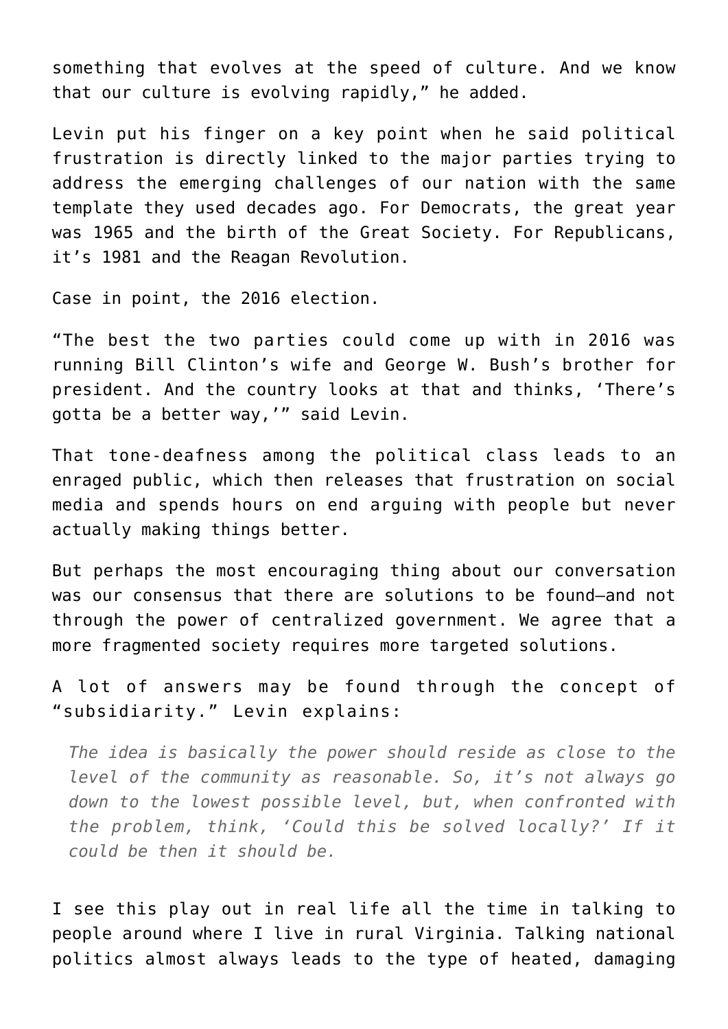something that evolves at the speed of culture. And we know that our culture is evolving rapidly," he added.

Levin put his finger on a key point when he said political frustration is directly linked to the major parties trying to address the emerging challenges of our nation with the same template they used decades ago. For Democrats, the great year was 1965 and the birth of the Great Society. For Republicans, it's 1981 and the Reagan Revolution.

Case in point, the 2016 election.

"The best the two parties could come up with in 2016 was running Bill Clinton's wife and George W. Bush's brother for president. And the country looks at that and thinks, 'There's gotta be a better way,'" said Levin.

That tone-deafness among the political class leads to an enraged public, which then releases that frustration on social media and spends hours on end arguing with people but never actually making things better.

But perhaps the most encouraging thing about our conversation was our consensus that there are solutions to be found—and not through the power of centralized government. We agree that a more fragmented society requires more targeted solutions.

A lot of answers may be found through the concept of "subsidiarity." Levin explains:

> *The idea is basically the power should reside as close to the level of the community as reasonable. So, it's not always go down to the lowest possible level, but, when confronted with the problem, think, 'Could this be solved locally?' If it could be then it should be.*

I see this play out in real life all the time in talking to people around where I live in rural Virginia. Talking national politics almost always leads to the type of heated, damaging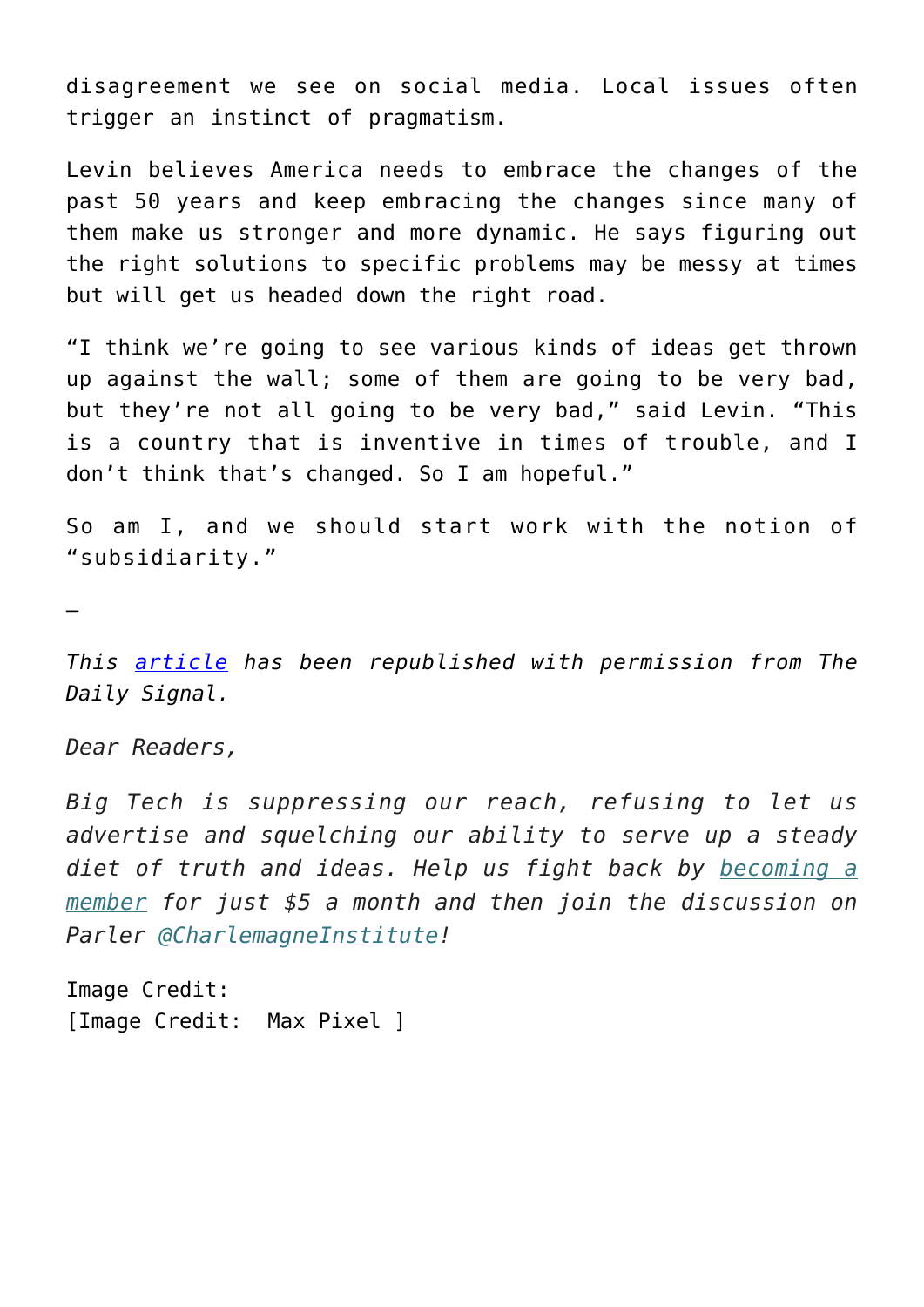disagreement we see on social media. Local issues often trigger an instinct of pragmatism.

Levin believes America needs to embrace the changes of the past 50 years and keep embracing the changes since many of them make us stronger and more dynamic. He says figuring out the right solutions to specific problems may be messy at times but will get us headed down the right road.

"I think we're going to see various kinds of ideas get thrown up against the wall; some of them are going to be very bad, but they're not all going to be very bad," said Levin. "This is a country that is inventive in times of trouble, and I don't think that's changed. So I am hopeful."

So am I, and we should start work with the notion of "subsidiarity."

—

*This article has been republished with permission from The Daily Signal.*

*Dear Readers,*

*Big Tech is suppressing our reach, refusing to let us advertise and squelching our ability to serve up a steady diet of truth and ideas. Help us fight back by becoming a member for just $5 a month and then join the discussion on Parler @CharlemagneInstitute!*

Image Credit:
[Image Credit: Max Pixel ]